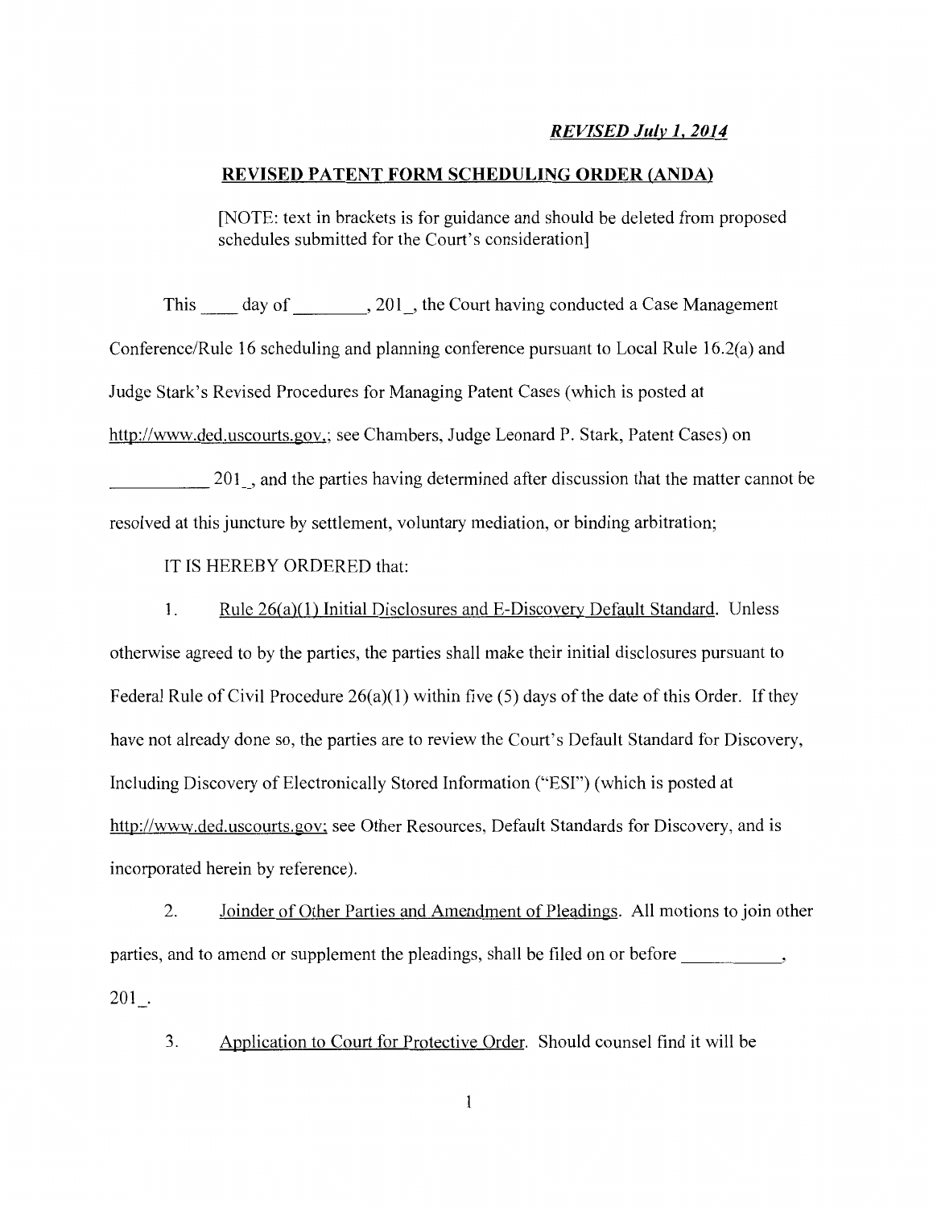***REVISED July 1, 2014***

**REVISED PATENT FORM SCHEDULING ORDER (ANDA)**

[NOTE: text in brackets is for guidance and should be deleted from proposed schedules submitted for the Court's consideration]

This ____ day of ________, 201_, the Court having conducted a Case Management Conference/Rule 16 scheduling and planning conference pursuant to Local Rule 16.2(a) and Judge Stark's Revised Procedures for Managing Patent Cases (which is posted at http://www.ded.uscourts.gov.; see Chambers, Judge Leonard P. Stark, Patent Cases) on __________ 201_, and the parties having determined after discussion that the matter cannot be resolved at this juncture by settlement, voluntary mediation, or binding arbitration;

IT IS HEREBY ORDERED that:

1. Rule 26(a)(1) Initial Disclosures and E-Discovery Default Standard. Unless otherwise agreed to by the parties, the parties shall make their initial disclosures pursuant to Federal Rule of Civil Procedure 26(a)(1) within five (5) days of the date of this Order. If they have not already done so, the parties are to review the Court's Default Standard for Discovery, Including Discovery of Electronically Stored Information ("ESI") (which is posted at http://www.ded.uscourts.gov; see Other Resources, Default Standards for Discovery, and is incorporated herein by reference).

2. Joinder of Other Parties and Amendment of Pleadings. All motions to join other parties, and to amend or supplement the pleadings, shall be filed on or before __________, 201_.

3. Application to Court for Protective Order. Should counsel find it will be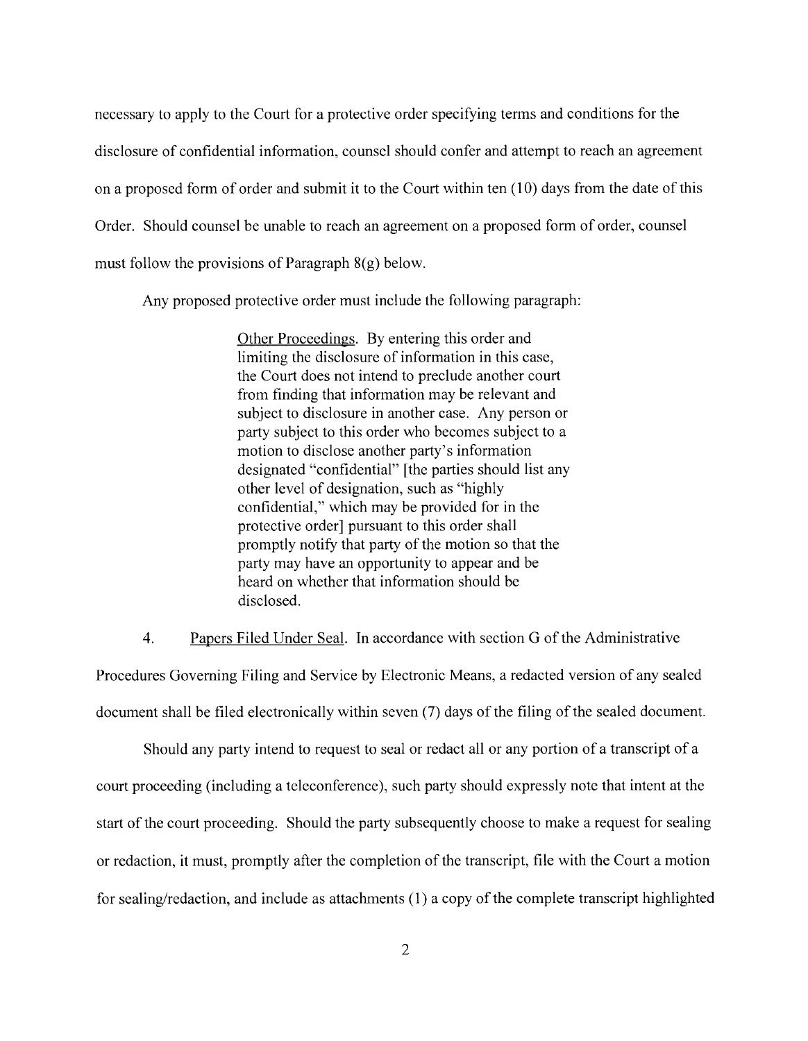necessary to apply to the Court for a protective order specifying terms and conditions for the disclosure of confidential information, counsel should confer and attempt to reach an agreement on a proposed form of order and submit it to the Court within ten (10) days from the date of this Order. Should counsel be unable to reach an agreement on a proposed form of order, counsel must follow the provisions of Paragraph 8(g) below.

Any proposed protective order must include the following paragraph:

> Other Proceedings. By entering this order and limiting the disclosure of information in this case, the Court does not intend to preclude another court from finding that information may be relevant and subject to disclosure in another case. Any person or party subject to this order who becomes subject to a motion to disclose another party's information designated "confidential" [the parties should list any other level of designation, such as "highly confidential," which may be provided for in the protective order] pursuant to this order shall promptly notify that party of the motion so that the party may have an opportunity to appear and be heard on whether that information should be disclosed.

4. Papers Filed Under Seal. In accordance with section G of the Administrative Procedures Governing Filing and Service by Electronic Means, a redacted version of any sealed document shall be filed electronically within seven (7) days of the filing of the sealed document.

Should any party intend to request to seal or redact all or any portion of a transcript of a court proceeding (including a teleconference), such party should expressly note that intent at the start of the court proceeding. Should the party subsequently choose to make a request for sealing or redaction, it must, promptly after the completion of the transcript, file with the Court a motion for sealing/redaction, and include as attachments (1) a copy of the complete transcript highlighted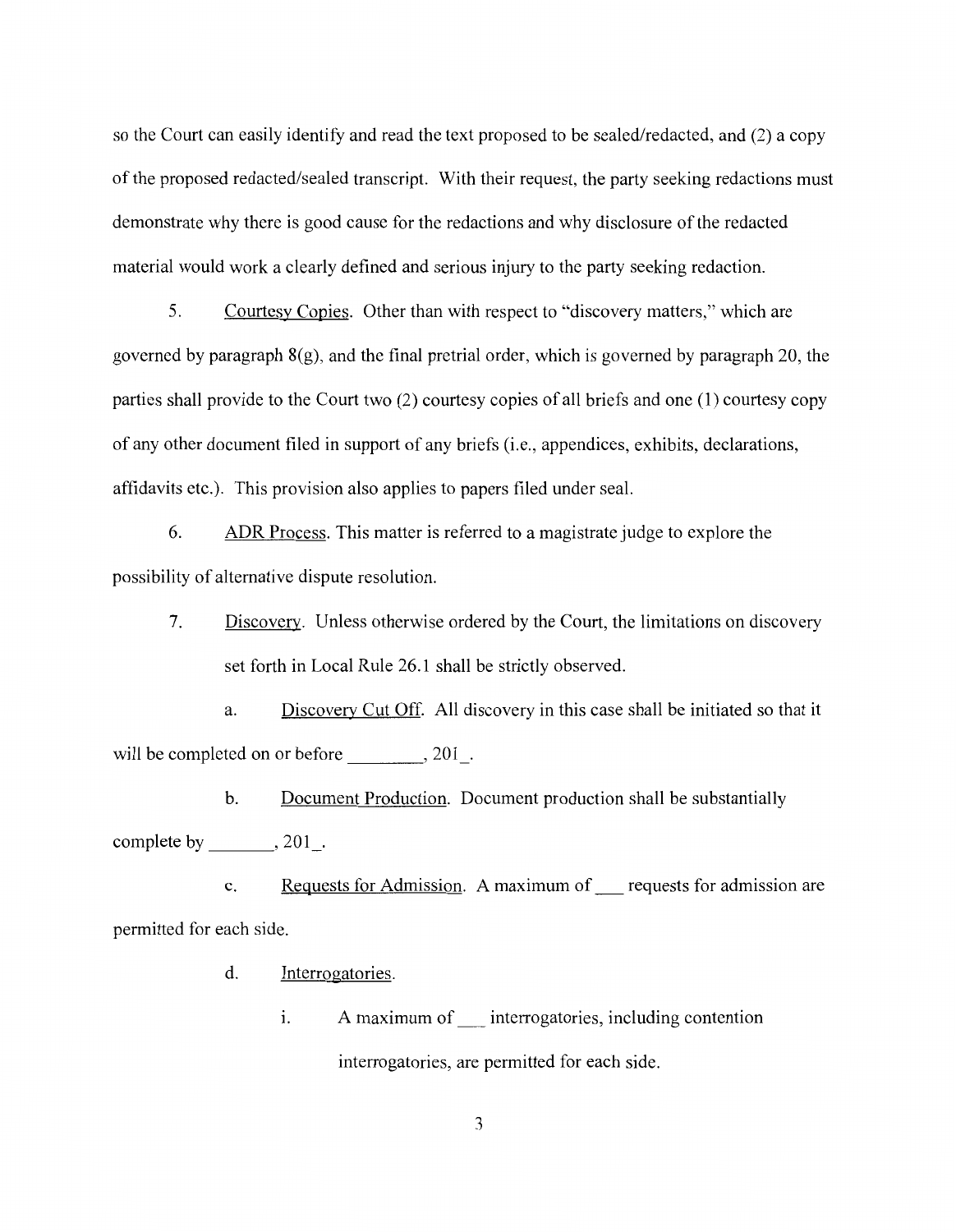so the Court can easily identify and read the text proposed to be sealed/redacted, and (2) a copy of the proposed redacted/sealed transcript. With their request, the party seeking redactions must demonstrate why there is good cause for the redactions and why disclosure of the redacted material would work a clearly defined and serious injury to the party seeking redaction.

5. Courtesy Copies. Other than with respect to "discovery matters," which are governed by paragraph 8(g), and the final pretrial order, which is governed by paragraph 20, the parties shall provide to the Court two (2) courtesy copies of all briefs and one (1) courtesy copy of any other document filed in support of any briefs (i.e., appendices, exhibits, declarations, affidavits etc.). This provision also applies to papers filed under seal.

6. ADR Process. This matter is referred to a magistrate judge to explore the possibility of alternative dispute resolution.

7. Discovery. Unless otherwise ordered by the Court, the limitations on discovery set forth in Local Rule 26.1 shall be strictly observed.

a. Discovery Cut Off. All discovery in this case shall be initiated so that it will be completed on or before ________, 201_.

b. Document Production. Document production shall be substantially complete by _______, 201_.

c. Requests for Admission. A maximum of ___ requests for admission are permitted for each side.

d. Interrogatories.

i. A maximum of ___ interrogatories, including contention interrogatories, are permitted for each side.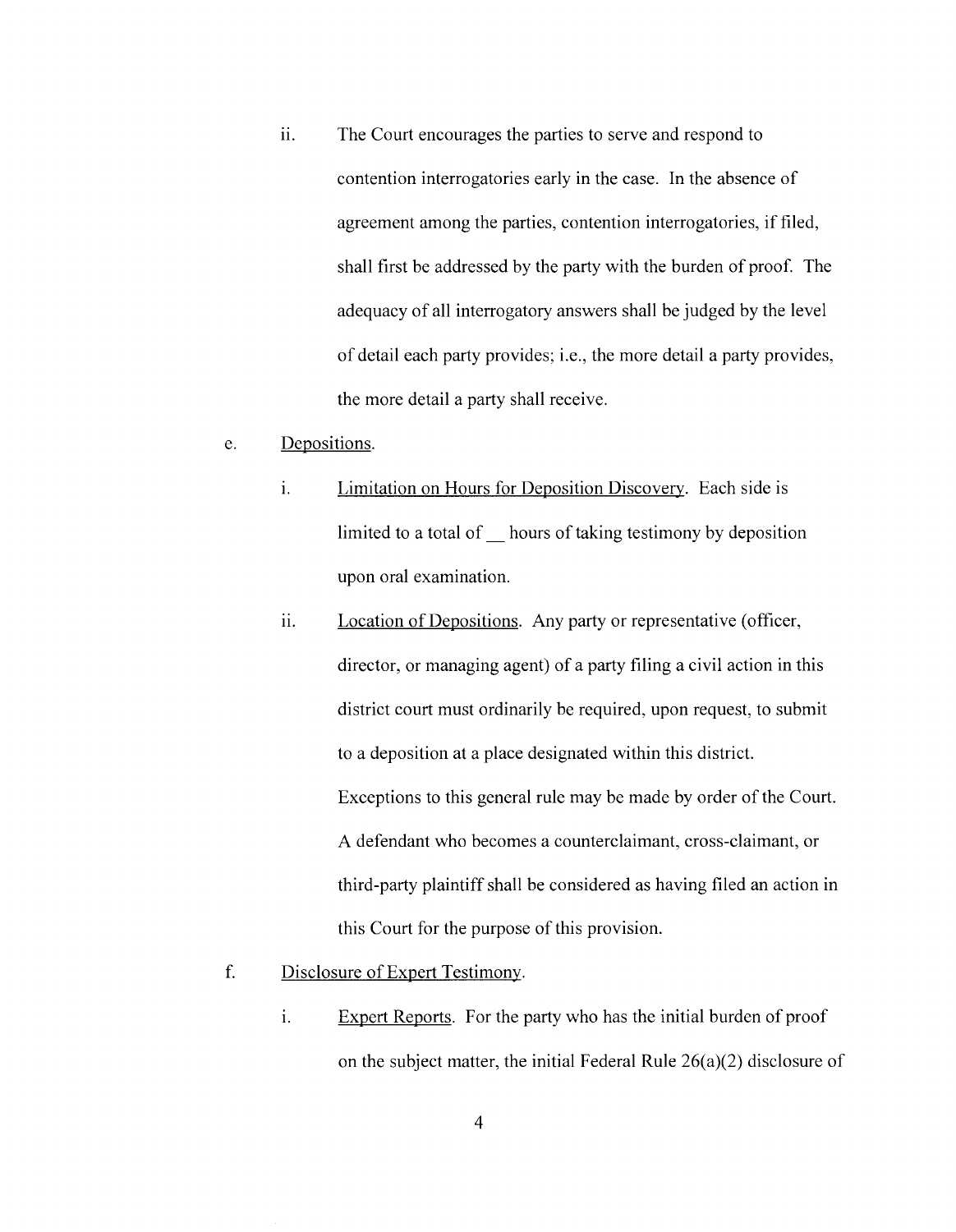ii. The Court encourages the parties to serve and respond to contention interrogatories early in the case. In the absence of agreement among the parties, contention interrogatories, if filed, shall first be addressed by the party with the burden of proof. The adequacy of all interrogatory answers shall be judged by the level of detail each party provides; i.e., the more detail a party provides, the more detail a party shall receive.

e. Depositions.

i. Limitation on Hours for Deposition Discovery. Each side is limited to a total of __ hours of taking testimony by deposition upon oral examination.

ii. Location of Depositions. Any party or representative (officer, director, or managing agent) of a party filing a civil action in this district court must ordinarily be required, upon request, to submit to a deposition at a place designated within this district. Exceptions to this general rule may be made by order of the Court. A defendant who becomes a counterclaimant, cross-claimant, or third-party plaintiff shall be considered as having filed an action in this Court for the purpose of this provision.

f. Disclosure of Expert Testimony.

i. Expert Reports. For the party who has the initial burden of proof on the subject matter, the initial Federal Rule 26(a)(2) disclosure of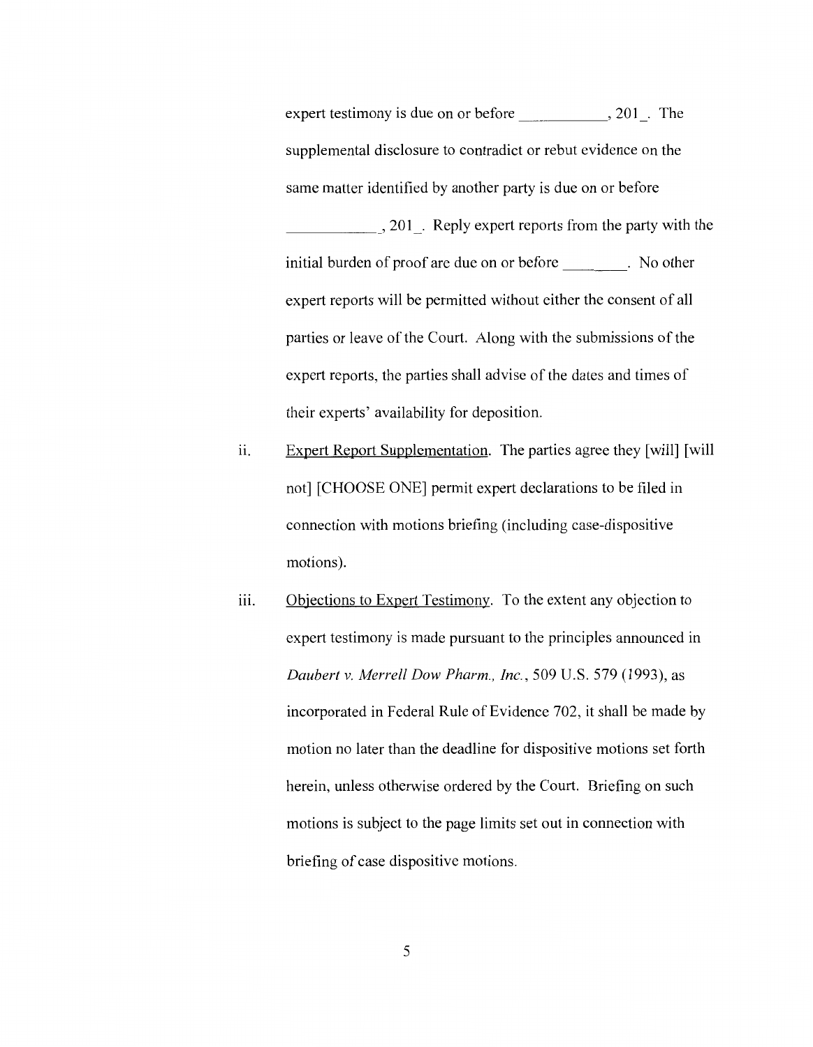expert testimony is due on or before ___________, 201_. The supplemental disclosure to contradict or rebut evidence on the same matter identified by another party is due on or before ___________, 201_. Reply expert reports from the party with the initial burden of proof are due on or before ________. No other expert reports will be permitted without either the consent of all parties or leave of the Court. Along with the submissions of the expert reports, the parties shall advise of the dates and times of their experts' availability for deposition.

ii. <u>Expert Report Supplementation</u>. The parties agree they [will] [will not] [CHOOSE ONE] permit expert declarations to be filed in connection with motions briefing (including case-dispositive motions).

iii. <u>Objections to Expert Testimony</u>. To the extent any objection to expert testimony is made pursuant to the principles announced in *Daubert v. Merrell Dow Pharm., Inc.*, 509 U.S. 579 (1993), as incorporated in Federal Rule of Evidence 702, it shall be made by motion no later than the deadline for dispositive motions set forth herein, unless otherwise ordered by the Court. Briefing on such motions is subject to the page limits set out in connection with briefing of case dispositive motions.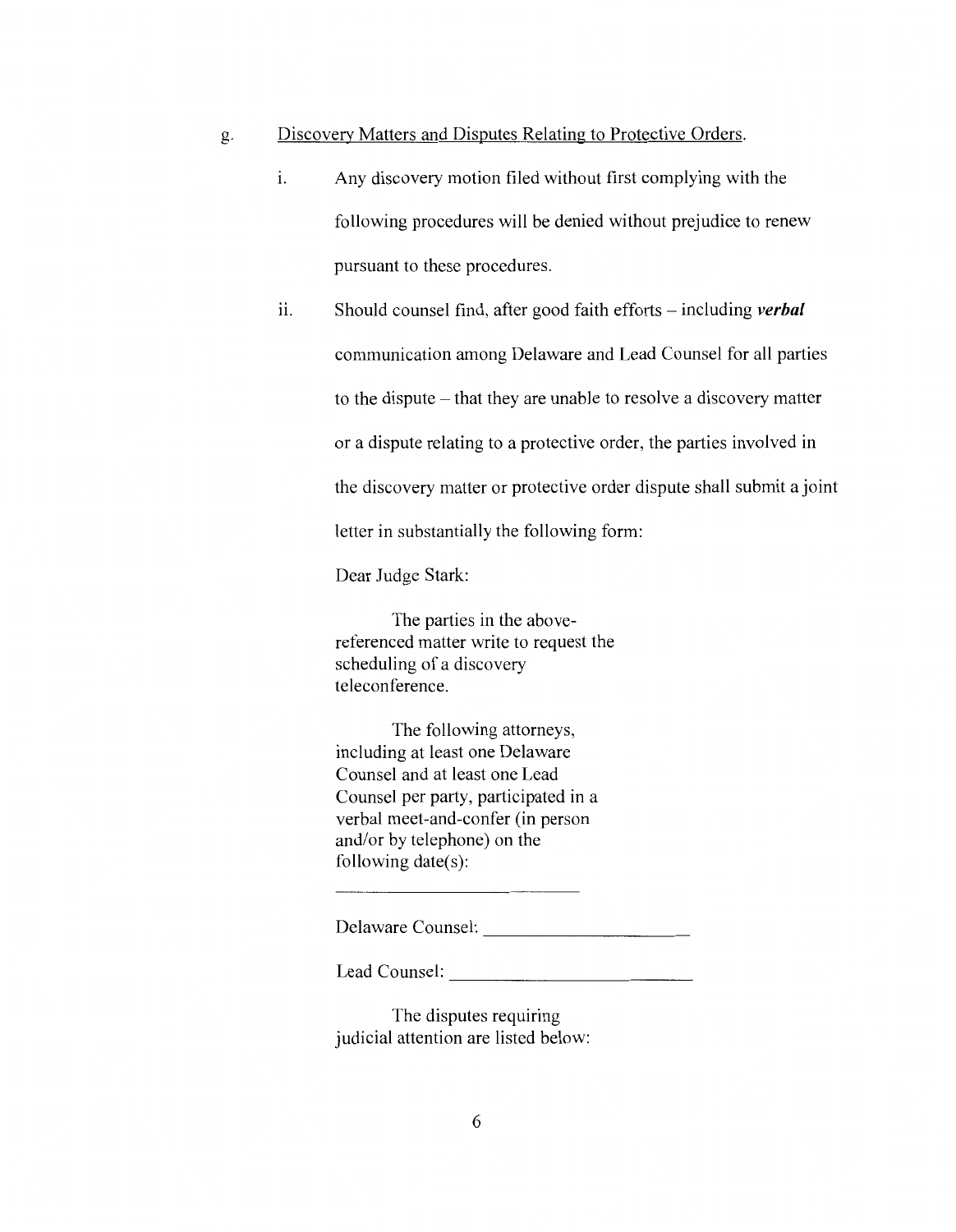g. Discovery Matters and Disputes Relating to Protective Orders.

i. Any discovery motion filed without first complying with the following procedures will be denied without prejudice to renew pursuant to these procedures.

ii. Should counsel find, after good faith efforts – including ***verbal*** communication among Delaware and Lead Counsel for all parties to the dispute – that they are unable to resolve a discovery matter or a dispute relating to a protective order, the parties involved in the discovery matter or protective order dispute shall submit a joint letter in substantially the following form:

Dear Judge Stark:

The parties in the above-referenced matter write to request the scheduling of a discovery teleconference.

The following attorneys, including at least one Delaware Counsel and at least one Lead Counsel per party, participated in a verbal meet-and-confer (in person and/or by telephone) on the following date(s):

______________________________

Delaware Counsel: ______________________

Lead Counsel: __________________________

The disputes requiring judicial attention are listed below: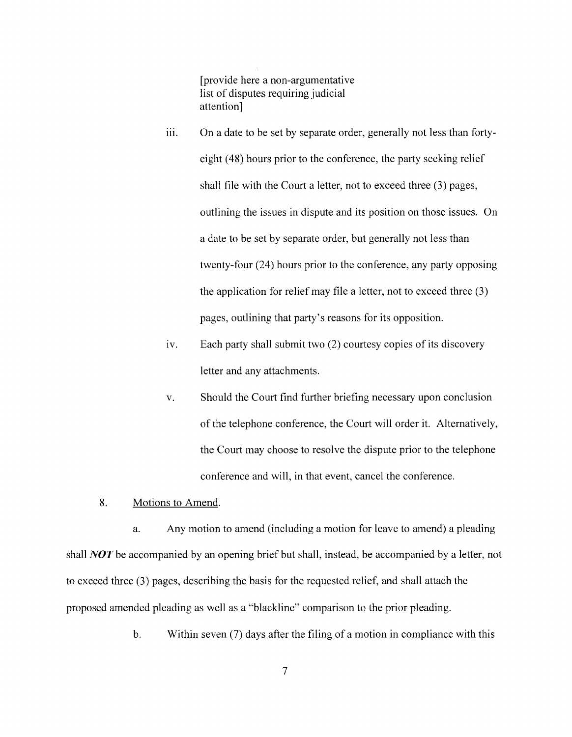[provide here a non-argumentative list of disputes requiring judicial attention]

iii. On a date to be set by separate order, generally not less than forty-eight (48) hours prior to the conference, the party seeking relief shall file with the Court a letter, not to exceed three (3) pages, outlining the issues in dispute and its position on those issues. On a date to be set by separate order, but generally not less than twenty-four (24) hours prior to the conference, any party opposing the application for relief may file a letter, not to exceed three (3) pages, outlining that party's reasons for its opposition.

iv. Each party shall submit two (2) courtesy copies of its discovery letter and any attachments.

v. Should the Court find further briefing necessary upon conclusion of the telephone conference, the Court will order it. Alternatively, the Court may choose to resolve the dispute prior to the telephone conference and will, in that event, cancel the conference.

8. Motions to Amend.

a. Any motion to amend (including a motion for leave to amend) a pleading shall ***NOT*** be accompanied by an opening brief but shall, instead, be accompanied by a letter, not to exceed three (3) pages, describing the basis for the requested relief, and shall attach the proposed amended pleading as well as a "blackline" comparison to the prior pleading.

b. Within seven (7) days after the filing of a motion in compliance with this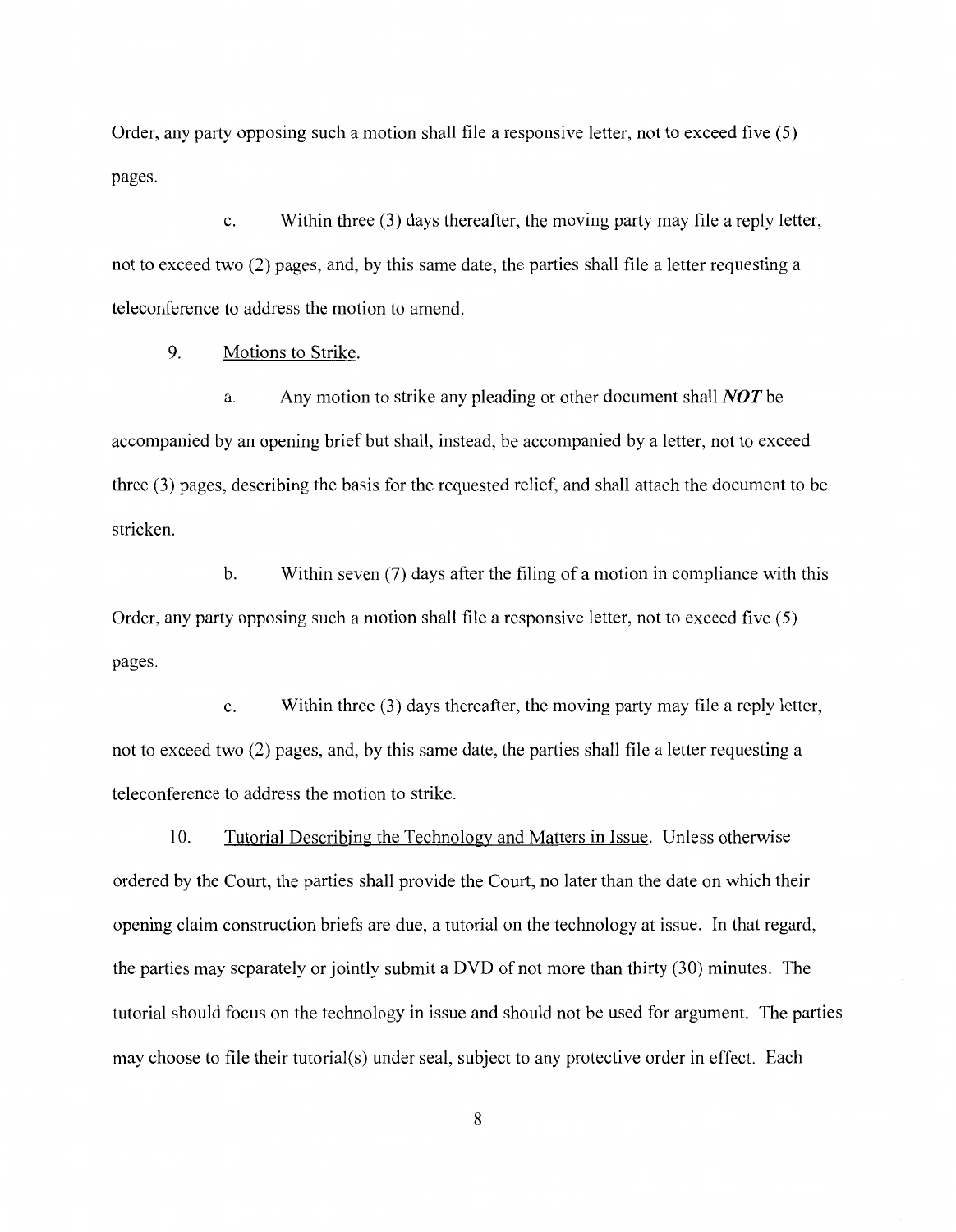Order, any party opposing such a motion shall file a responsive letter, not to exceed five (5) pages.

c. Within three (3) days thereafter, the moving party may file a reply letter, not to exceed two (2) pages, and, by this same date, the parties shall file a letter requesting a teleconference to address the motion to amend.

9. Motions to Strike.

a. Any motion to strike any pleading or other document shall ***NOT*** be accompanied by an opening brief but shall, instead, be accompanied by a letter, not to exceed three (3) pages, describing the basis for the requested relief, and shall attach the document to be stricken.

b. Within seven (7) days after the filing of a motion in compliance with this Order, any party opposing such a motion shall file a responsive letter, not to exceed five (5) pages.

c. Within three (3) days thereafter, the moving party may file a reply letter, not to exceed two (2) pages, and, by this same date, the parties shall file a letter requesting a teleconference to address the motion to strike.

10. Tutorial Describing the Technology and Matters in Issue. Unless otherwise ordered by the Court, the parties shall provide the Court, no later than the date on which their opening claim construction briefs are due, a tutorial on the technology at issue. In that regard, the parties may separately or jointly submit a DVD of not more than thirty (30) minutes. The tutorial should focus on the technology in issue and should not be used for argument. The parties may choose to file their tutorial(s) under seal, subject to any protective order in effect. Each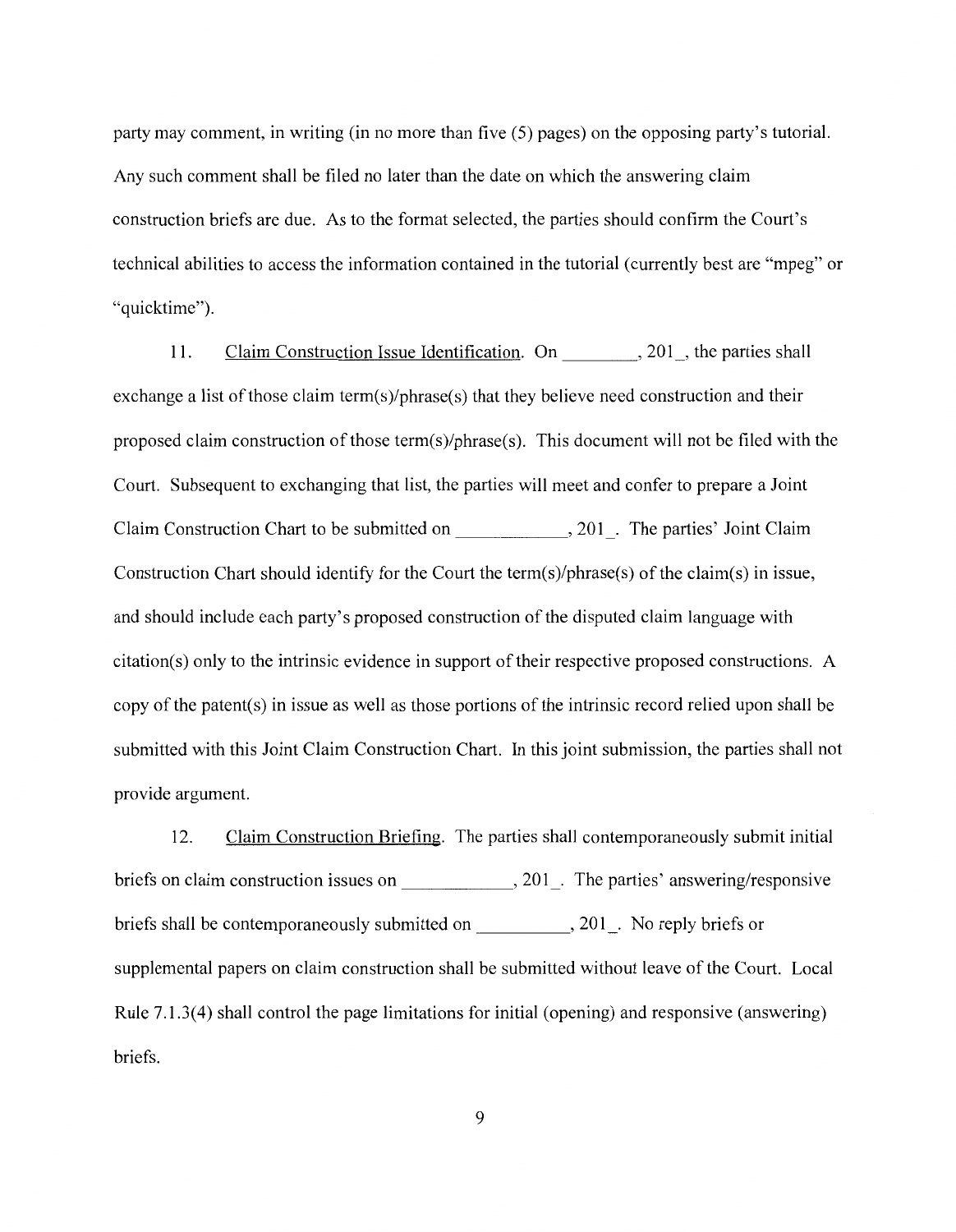party may comment, in writing (in no more than five (5) pages) on the opposing party's tutorial. Any such comment shall be filed no later than the date on which the answering claim construction briefs are due. As to the format selected, the parties should confirm the Court's technical abilities to access the information contained in the tutorial (currently best are "mpeg" or "quicktime").

11. <u>Claim Construction Issue Identification</u>. On ________, 201_, the parties shall exchange a list of those claim term(s)/phrase(s) that they believe need construction and their proposed claim construction of those term(s)/phrase(s). This document will not be filed with the Court. Subsequent to exchanging that list, the parties will meet and confer to prepare a Joint Claim Construction Chart to be submitted on ___________, 201_. The parties' Joint Claim Construction Chart should identify for the Court the term(s)/phrase(s) of the claim(s) in issue, and should include each party's proposed construction of the disputed claim language with citation(s) only to the intrinsic evidence in support of their respective proposed constructions. A copy of the patent(s) in issue as well as those portions of the intrinsic record relied upon shall be submitted with this Joint Claim Construction Chart. In this joint submission, the parties shall not provide argument.

12. <u>Claim Construction Briefing</u>. The parties shall contemporaneously submit initial briefs on claim construction issues on ___________, 201_. The parties' answering/responsive briefs shall be contemporaneously submitted on __________, 201_. No reply briefs or supplemental papers on claim construction shall be submitted without leave of the Court. Local Rule 7.1.3(4) shall control the page limitations for initial (opening) and responsive (answering) briefs.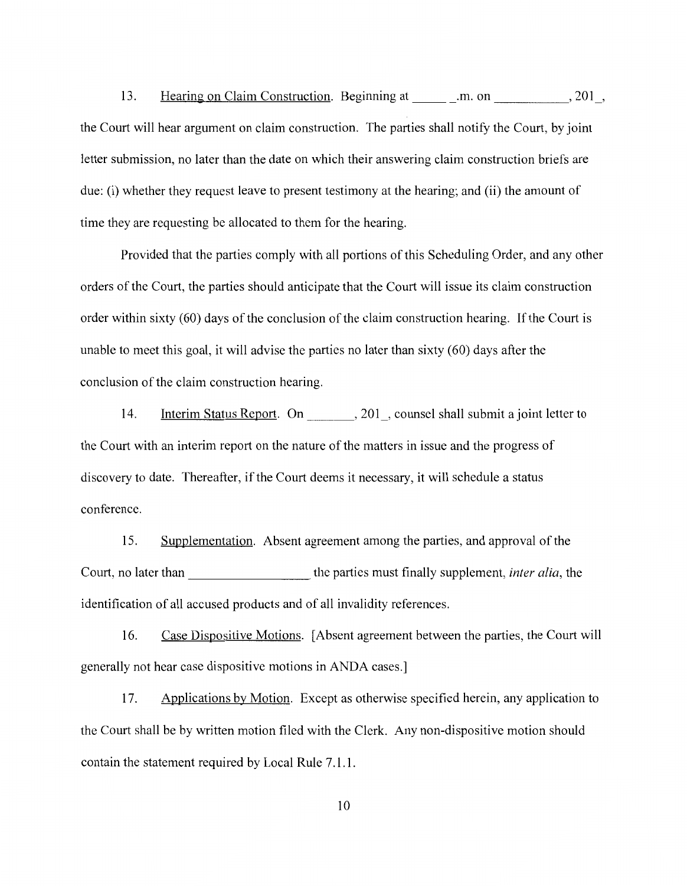13. Hearing on Claim Construction. Beginning at _____ _.m. on __________, 201_, the Court will hear argument on claim construction. The parties shall notify the Court, by joint letter submission, no later than the date on which their answering claim construction briefs are due: (i) whether they request leave to present testimony at the hearing; and (ii) the amount of time they are requesting be allocated to them for the hearing.

Provided that the parties comply with all portions of this Scheduling Order, and any other orders of the Court, the parties should anticipate that the Court will issue its claim construction order within sixty (60) days of the conclusion of the claim construction hearing. If the Court is unable to meet this goal, it will advise the parties no later than sixty (60) days after the conclusion of the claim construction hearing.

14. Interim Status Report. On _______, 201_, counsel shall submit a joint letter to the Court with an interim report on the nature of the matters in issue and the progress of discovery to date. Thereafter, if the Court deems it necessary, it will schedule a status conference.

15. Supplementation. Absent agreement among the parties, and approval of the Court, no later than _________________ the parties must finally supplement, *inter alia*, the identification of all accused products and of all invalidity references.

16. Case Dispositive Motions. [Absent agreement between the parties, the Court will generally not hear case dispositive motions in ANDA cases.]

17. Applications by Motion. Except as otherwise specified herein, any application to the Court shall be by written motion filed with the Clerk. Any non-dispositive motion should contain the statement required by Local Rule 7.1.1.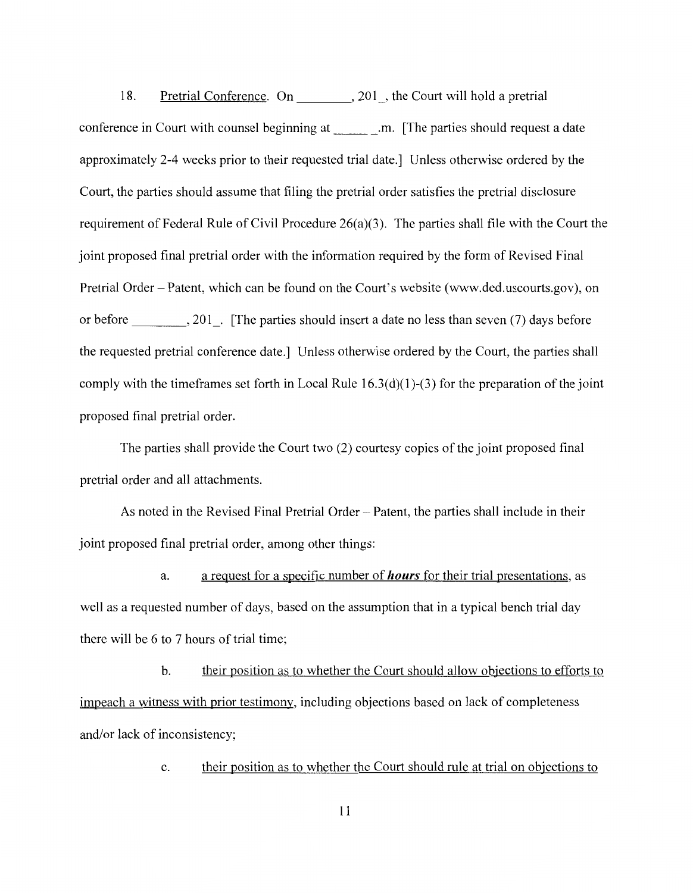18. Pretrial Conference. On ________, 201_, the Court will hold a pretrial conference in Court with counsel beginning at ______ _.m. [The parties should request a date approximately 2-4 weeks prior to their requested trial date.] Unless otherwise ordered by the Court, the parties should assume that filing the pretrial order satisfies the pretrial disclosure requirement of Federal Rule of Civil Procedure 26(a)(3). The parties shall file with the Court the joint proposed final pretrial order with the information required by the form of Revised Final Pretrial Order – Patent, which can be found on the Court's website (www.ded.uscourts.gov), on or before ________, 201_. [The parties should insert a date no less than seven (7) days before the requested pretrial conference date.] Unless otherwise ordered by the Court, the parties shall comply with the timeframes set forth in Local Rule 16.3(d)(1)-(3) for the preparation of the joint proposed final pretrial order.

The parties shall provide the Court two (2) courtesy copies of the joint proposed final pretrial order and all attachments.

As noted in the Revised Final Pretrial Order – Patent, the parties shall include in their joint proposed final pretrial order, among other things:

a. a request for a specific number of ***hours*** for their trial presentations, as well as a requested number of days, based on the assumption that in a typical bench trial day there will be 6 to 7 hours of trial time;

b. their position as to whether the Court should allow objections to efforts to impeach a witness with prior testimony, including objections based on lack of completeness and/or lack of inconsistency;

c. their position as to whether the Court should rule at trial on objections to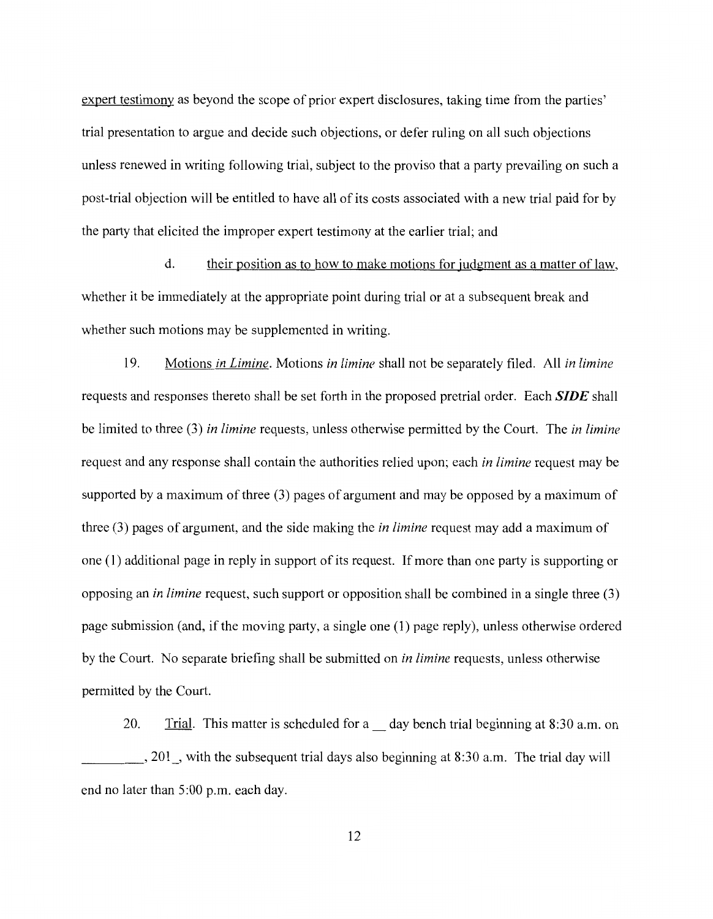expert testimony as beyond the scope of prior expert disclosures, taking time from the parties' trial presentation to argue and decide such objections, or defer ruling on all such objections unless renewed in writing following trial, subject to the proviso that a party prevailing on such a post-trial objection will be entitled to have all of its costs associated with a new trial paid for by the party that elicited the improper expert testimony at the earlier trial; and

d. their position as to how to make motions for judgment as a matter of law, whether it be immediately at the appropriate point during trial or at a subsequent break and whether such motions may be supplemented in writing.

19. Motions *in Limine*. Motions *in limine* shall not be separately filed. All *in limine* requests and responses thereto shall be set forth in the proposed pretrial order. Each ***SIDE*** shall be limited to three (3) *in limine* requests, unless otherwise permitted by the Court. The *in limine* request and any response shall contain the authorities relied upon; each *in limine* request may be supported by a maximum of three (3) pages of argument and may be opposed by a maximum of three (3) pages of argument, and the side making the *in limine* request may add a maximum of one (1) additional page in reply in support of its request. If more than one party is supporting or opposing an *in limine* request, such support or opposition shall be combined in a single three (3) page submission (and, if the moving party, a single one (1) page reply), unless otherwise ordered by the Court. No separate briefing shall be submitted on *in limine* requests, unless otherwise permitted by the Court.

20. Trial. This matter is scheduled for a __ day bench trial beginning at 8:30 a.m. on ___________, 201_, with the subsequent trial days also beginning at 8:30 a.m. The trial day will end no later than 5:00 p.m. each day.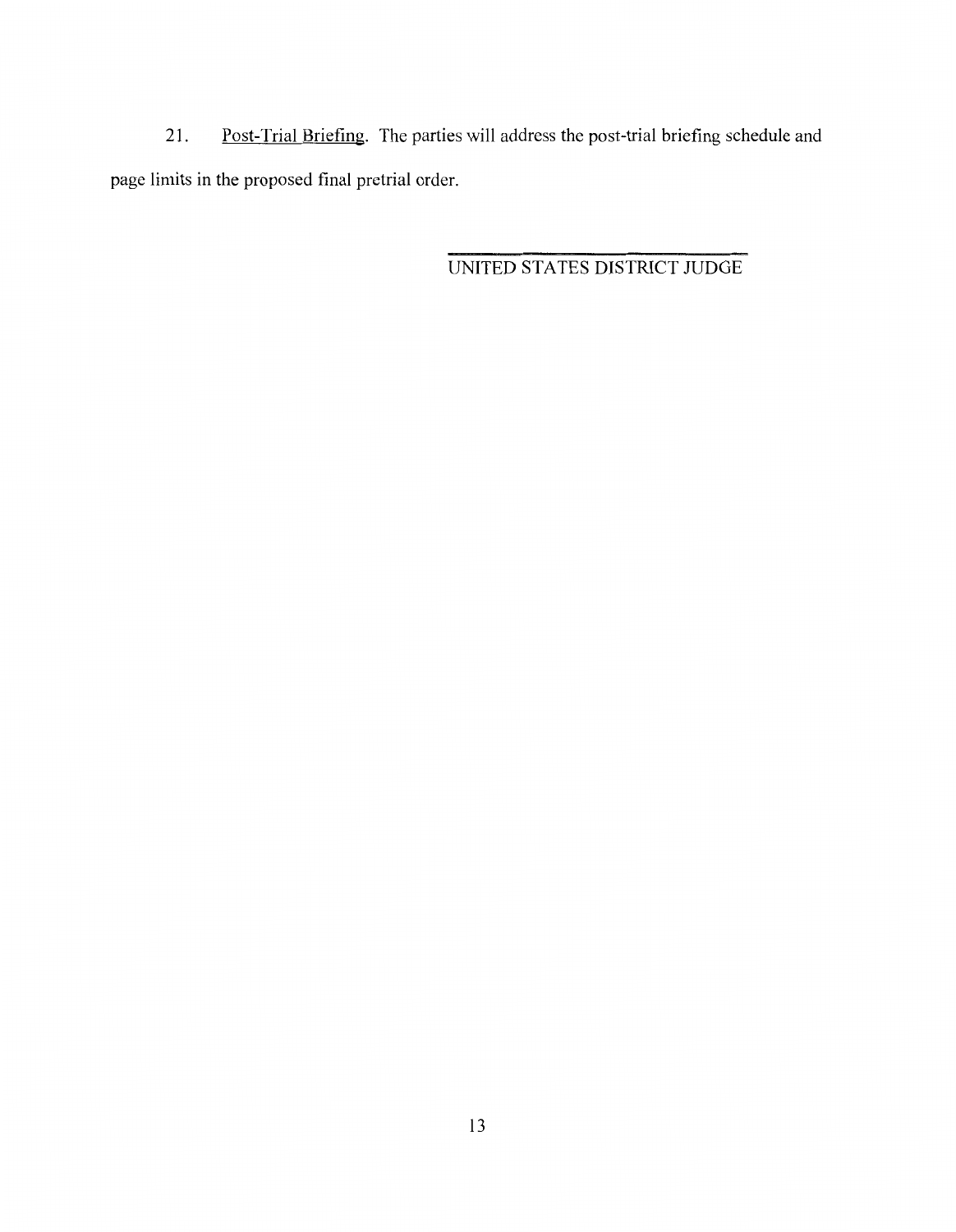21. Post-Trial Briefing. The parties will address the post-trial briefing schedule and page limits in the proposed final pretrial order.

\_\_\_\_\_\_\_\_\_\_\_\_\_\_\_\_\_\_\_\_\_\_\_\_\_\_\_\_\_\_\_\_\_\_\_\_\_\_\_\_
UNITED STATES DISTRICT JUDGE